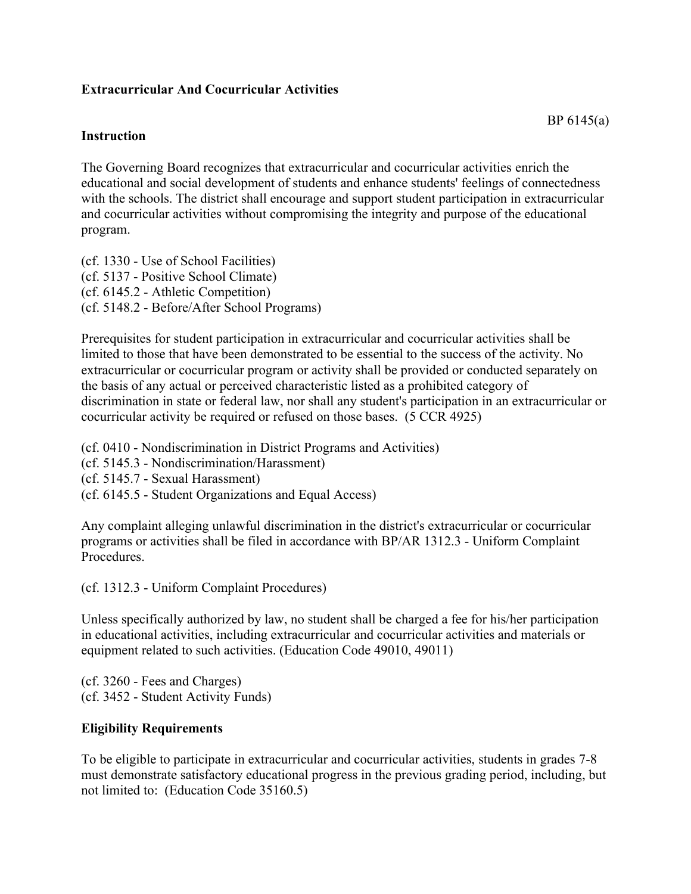**Extracurricular And Cocurricular Activities**

BP 6145(a)

**Instruction**

The Governing Board recognizes that extracurricular and cocurricular activities enrich the educational and social development of students and enhance students' feelings of connectedness with the schools. The district shall encourage and support student participation in extracurricular and cocurricular activities without compromising the integrity and purpose of the educational program.

(cf. 1330 - Use of School Facilities)
(cf. 5137 - Positive School Climate)
(cf. 6145.2 - Athletic Competition)
(cf. 5148.2 - Before/After School Programs)

Prerequisites for student participation in extracurricular and cocurricular activities shall be limited to those that have been demonstrated to be essential to the success of the activity. No extracurricular or cocurricular program or activity shall be provided or conducted separately on the basis of any actual or perceived characteristic listed as a prohibited category of discrimination in state or federal law, nor shall any student's participation in an extracurricular or cocurricular activity be required or refused on those bases. (5 CCR 4925)

(cf. 0410 - Nondiscrimination in District Programs and Activities)
(cf. 5145.3 - Nondiscrimination/Harassment)
(cf. 5145.7 - Sexual Harassment)
(cf. 6145.5 - Student Organizations and Equal Access)

Any complaint alleging unlawful discrimination in the district's extracurricular or cocurricular programs or activities shall be filed in accordance with BP/AR 1312.3 - Uniform Complaint Procedures.

(cf. 1312.3 - Uniform Complaint Procedures)

Unless specifically authorized by law, no student shall be charged a fee for his/her participation in educational activities, including extracurricular and cocurricular activities and materials or equipment related to such activities. (Education Code 49010, 49011)

(cf. 3260 - Fees and Charges)
(cf. 3452 - Student Activity Funds)

**Eligibility Requirements**

To be eligible to participate in extracurricular and cocurricular activities, students in grades 7-8 must demonstrate satisfactory educational progress in the previous grading period, including, but not limited to: (Education Code 35160.5)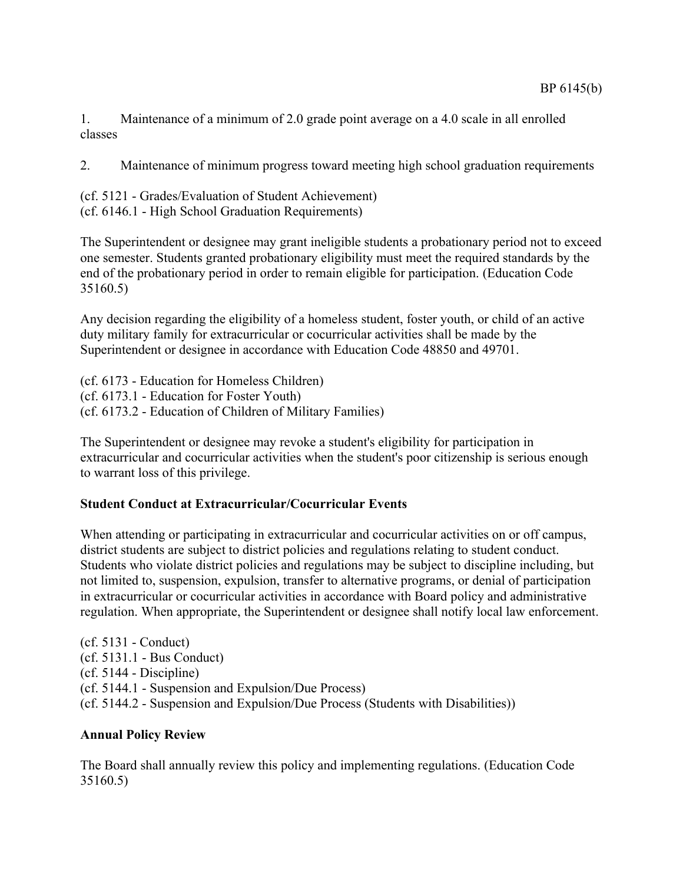1. Maintenance of a minimum of 2.0 grade point average on a 4.0 scale in all enrolled classes

2. Maintenance of minimum progress toward meeting high school graduation requirements

(cf. 5121 - Grades/Evaluation of Student Achievement)
(cf. 6146.1 - High School Graduation Requirements)

The Superintendent or designee may grant ineligible students a probationary period not to exceed one semester. Students granted probationary eligibility must meet the required standards by the end of the probationary period in order to remain eligible for participation. (Education Code 35160.5)

Any decision regarding the eligibility of a homeless student, foster youth, or child of an active duty military family for extracurricular or cocurricular activities shall be made by the Superintendent or designee in accordance with Education Code 48850 and 49701.

(cf. 6173 - Education for Homeless Children)
(cf. 6173.1 - Education for Foster Youth)
(cf. 6173.2 - Education of Children of Military Families)

The Superintendent or designee may revoke a student's eligibility for participation in extracurricular and cocurricular activities when the student's poor citizenship is serious enough to warrant loss of this privilege.

**Student Conduct at Extracurricular/Cocurricular Events**

When attending or participating in extracurricular and cocurricular activities on or off campus, district students are subject to district policies and regulations relating to student conduct. Students who violate district policies and regulations may be subject to discipline including, but not limited to, suspension, expulsion, transfer to alternative programs, or denial of participation in extracurricular or cocurricular activities in accordance with Board policy and administrative regulation. When appropriate, the Superintendent or designee shall notify local law enforcement.

(cf. 5131 - Conduct)
(cf. 5131.1 - Bus Conduct)
(cf. 5144 - Discipline)
(cf. 5144.1 - Suspension and Expulsion/Due Process)
(cf. 5144.2 - Suspension and Expulsion/Due Process (Students with Disabilities))

**Annual Policy Review**

The Board shall annually review this policy and implementing regulations. (Education Code 35160.5)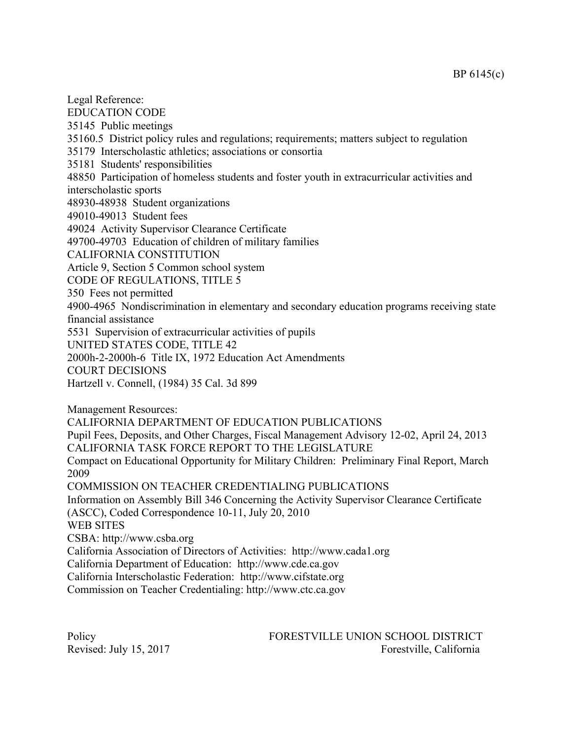Legal Reference:

EDUCATION CODE

35145 Public meetings

35160.5 District policy rules and regulations; requirements; matters subject to regulation

35179 Interscholastic athletics; associations or consortia

35181 Students' responsibilities

48850 Participation of homeless students and foster youth in extracurricular activities and interscholastic sports

48930-48938 Student organizations

49010-49013 Student fees

49024 Activity Supervisor Clearance Certificate

49700-49703 Education of children of military families

CALIFORNIA CONSTITUTION

Article 9, Section 5 Common school system

CODE OF REGULATIONS, TITLE 5

350 Fees not permitted

4900-4965 Nondiscrimination in elementary and secondary education programs receiving state financial assistance

5531 Supervision of extracurricular activities of pupils

UNITED STATES CODE, TITLE 42

2000h-2-2000h-6 Title IX, 1972 Education Act Amendments

COURT DECISIONS

Hartzell v. Connell, (1984) 35 Cal. 3d 899

Management Resources:

CALIFORNIA DEPARTMENT OF EDUCATION PUBLICATIONS

Pupil Fees, Deposits, and Other Charges, Fiscal Management Advisory 12-02, April 24, 2013

CALIFORNIA TASK FORCE REPORT TO THE LEGISLATURE

Compact on Educational Opportunity for Military Children: Preliminary Final Report, March 2009

COMMISSION ON TEACHER CREDENTIALING PUBLICATIONS

Information on Assembly Bill 346 Concerning the Activity Supervisor Clearance Certificate (ASCC), Coded Correspondence 10-11, July 20, 2010

WEB SITES

CSBA: http://www.csba.org

California Association of Directors of Activities: http://www.cada1.org

California Department of Education: http://www.cde.ca.gov

California Interscholastic Federation: http://www.cifstate.org

Commission on Teacher Credentialing: http://www.ctc.ca.gov

Policy — FORESTVILLE UNION SCHOOL DISTRICT

Revised: July 15, 2017 — Forestville, California